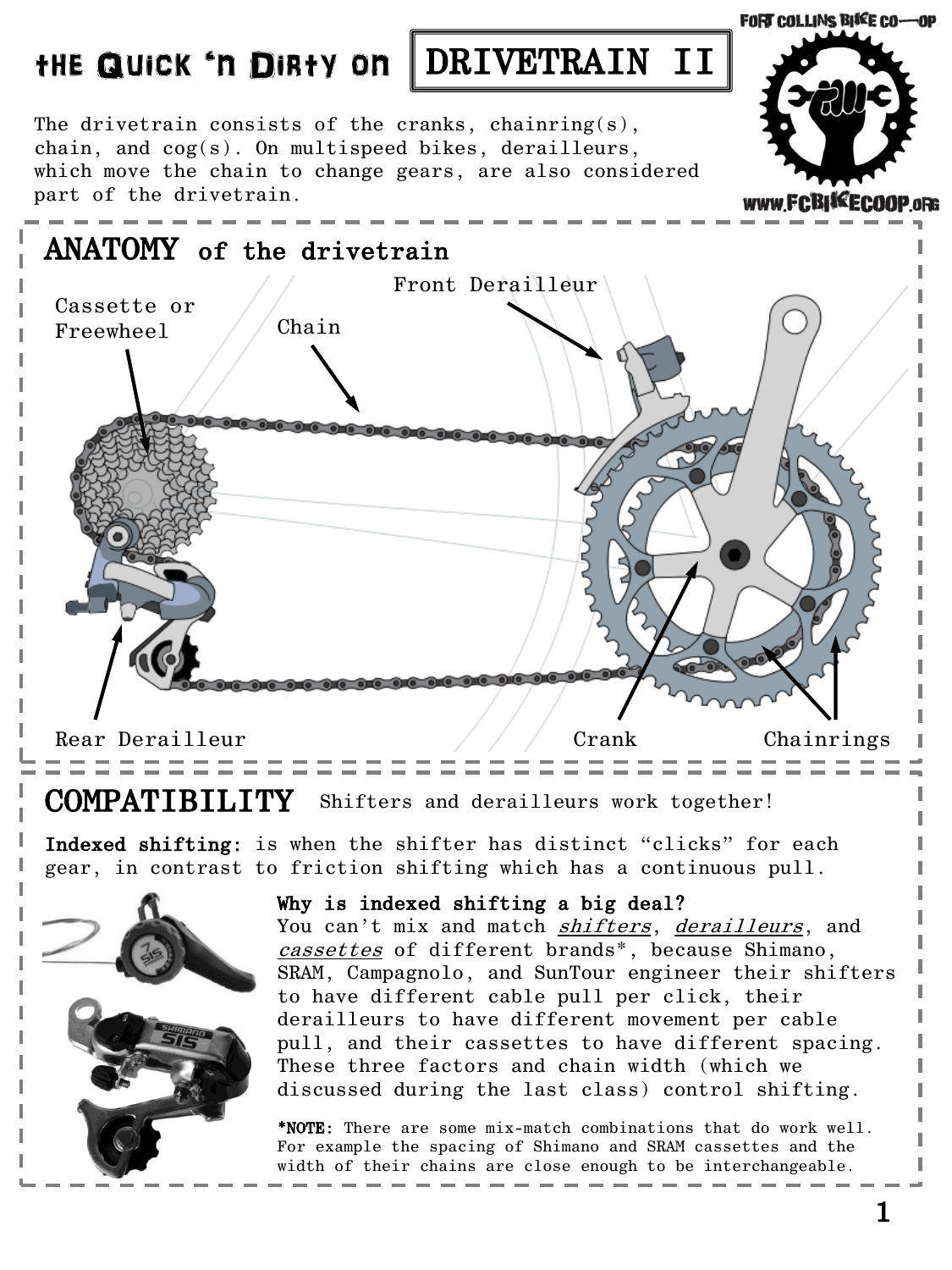# the Quick 'n Dirty on DRIVETRAIN II

The drivetrain consists of the cranks, chainring(s), chain, and cog(s). On multispeed bikes, derailleurs, which move the chain to change gears, are also considered part of the drivetrain.

## ANATOMY of the drivetrain

Cassette or Freewheel

Chain

Front Derailleur

Rear Derailleur

Crank

Chainrings

## COMPATIBILITY

Shifters and derailleurs work together!

**Indexed shifting:** is when the shifter has distinct "clicks" for each gear, in contrast to friction shifting which has a continuous pull.

**Why is indexed shifting a big deal?**
You can't mix and match *shifters*, *derailleurs*, and *cassettes* of different brands*, because Shimano, SRAM, Campagnolo, and SunTour engineer their shifters to have different cable pull per click, their derailleurs to have different movement per cable pull, and their cassettes to have different spacing. These three factors and chain width (which we discussed during the last class) control shifting.

**\*NOTE:** There are some mix-match combinations that do work well. For example the spacing of Shimano and SRAM cassettes and the width of their chains are close enough to be interchangeable.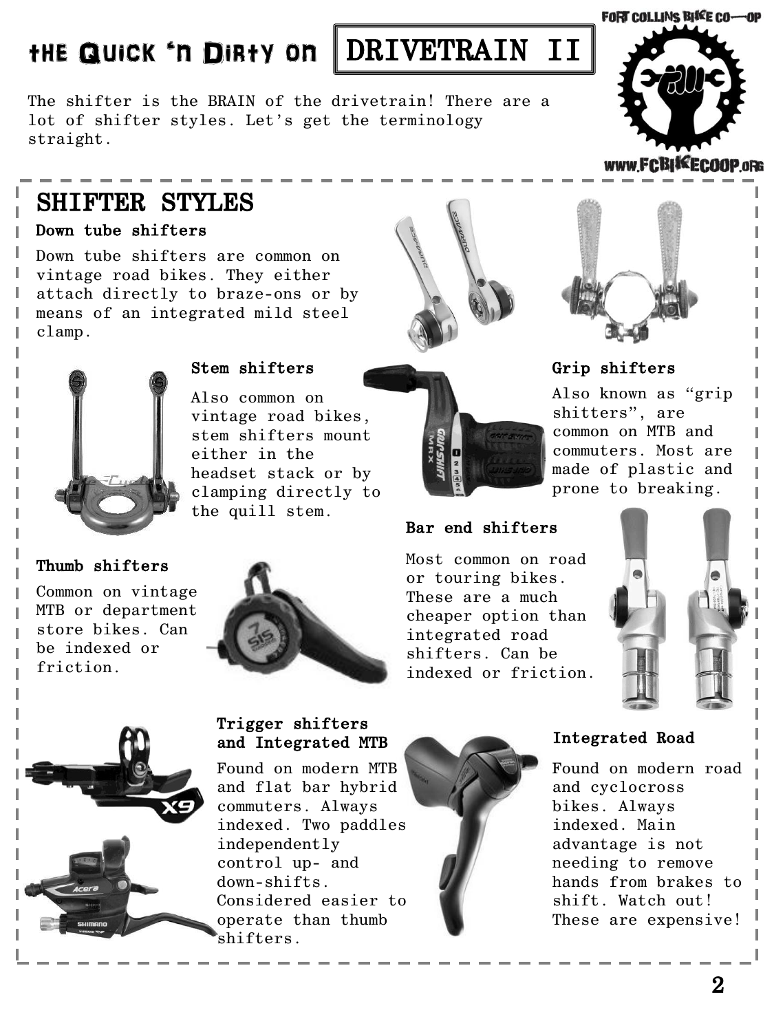# the Quick 'n Dirty on DRIVETRAIN II

The shifter is the BRAIN of the drivetrain! There are a lot of shifter styles. Let's get the terminology straight.

## SHIFTER STYLES

### Down tube shifters

Down tube shifters are common on vintage road bikes. They either attach directly to braze-ons or by means of an integrated mild steel clamp.

### Stem shifters

Also common on vintage road bikes, stem shifters mount either in the headset stack or by clamping directly to the quill stem.

### Grip shifters

Also known as "grip shitters", are common on MTB and commuters. Most are made of plastic and prone to breaking.

### Thumb shifters

Common on vintage MTB or department store bikes. Can be indexed or friction.

### Bar end shifters

Most common on road or touring bikes. These are a much cheaper option than integrated road shifters. Can be indexed or friction.

### Trigger shifters and Integrated MTB

Found on modern MTB and flat bar hybrid commuters. Always indexed. Two paddles independently control up- and down-shifts. Considered easier to operate than thumb shifters.

### Integrated Road

Found on modern road and cyclocross bikes. Always indexed. Main advantage is not needing to remove hands from brakes to shift. Watch out! These are expensive!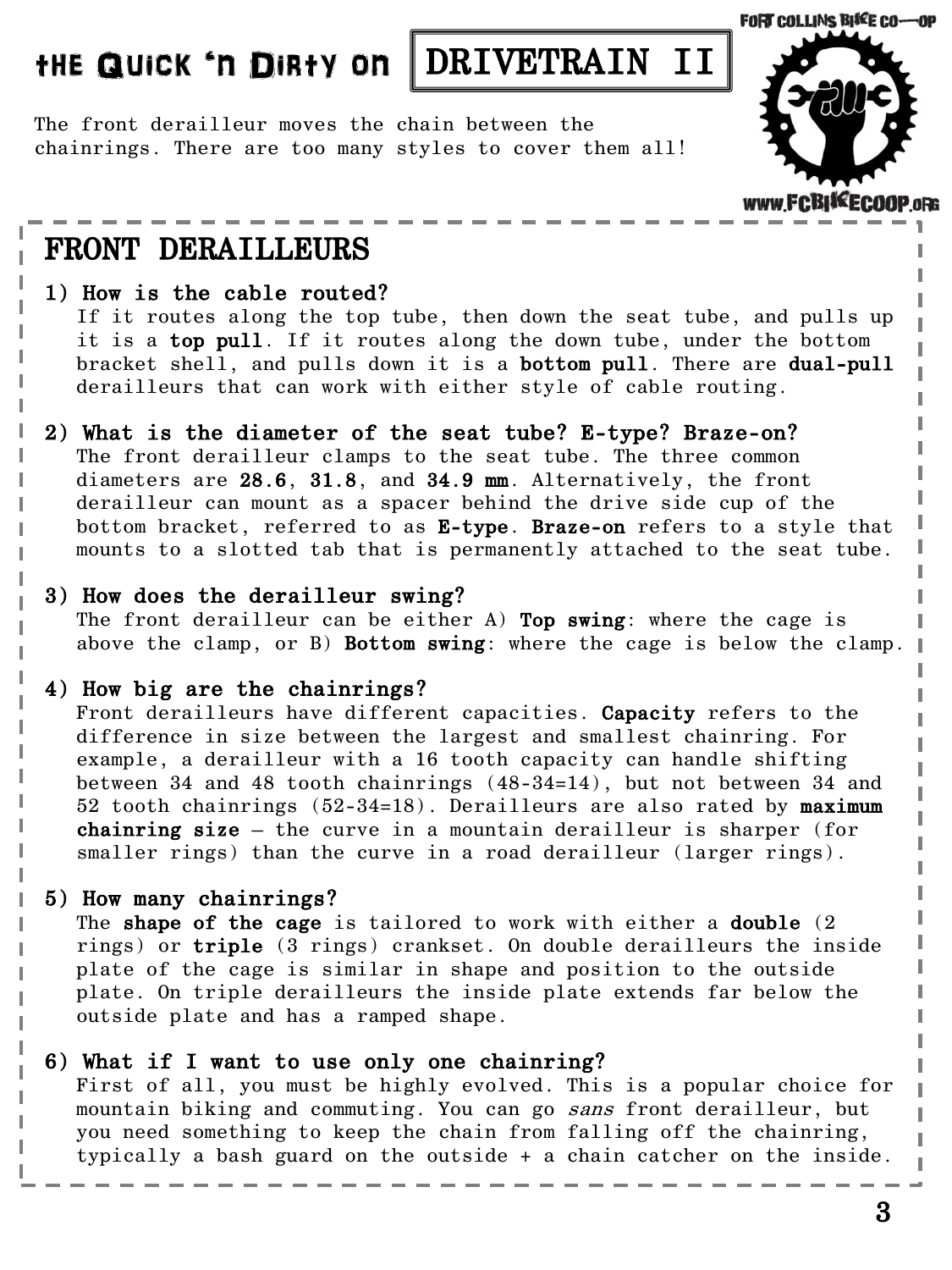# THE QUICK 'N DIRTY ON DRIVETRAIN II

The front derailleur moves the chain between the chainrings. There are too many styles to cover them all!

FORT COLLINS BIKE CO-OP

WWW.FCBIKECOOP.ORG

## FRONT DERAILLEURS

**1) How is the cable routed?**
If it routes along the top tube, then down the seat tube, and pulls up it is a **top pull**. If it routes along the down tube, under the bottom bracket shell, and pulls down it is a **bottom pull**. There are **dual-pull** derailleurs that can work with either style of cable routing.

**2) What is the diameter of the seat tube? E-type? Braze-on?**
The front derailleur clamps to the seat tube. The three common diameters are **28.6**, **31.8**, and **34.9 mm**. Alternatively, the front derailleur can mount as a spacer behind the drive side cup of the bottom bracket, referred to as **E-type**. **Braze-on** refers to a style that mounts to a slotted tab that is permanently attached to the seat tube.

**3) How does the derailleur swing?**
The front derailleur can be either A) **Top swing**: where the cage is above the clamp, or B) **Bottom swing**: where the cage is below the clamp.

**4) How big are the chainrings?**
Front derailleurs have different capacities. **Capacity** refers to the difference in size between the largest and smallest chainring. For example, a derailleur with a 16 tooth capacity can handle shifting between 34 and 48 tooth chainrings (48-34=14), but not between 34 and 52 tooth chainrings (52-34=18). Derailleurs are also rated by **maximum chainring size** – the curve in a mountain derailleur is sharper (for smaller rings) than the curve in a road derailleur (larger rings).

**5) How many chainrings?**
The **shape of the cage** is tailored to work with either a **double** (2 rings) or **triple** (3 rings) crankset. On double derailleurs the inside plate of the cage is similar in shape and position to the outside plate. On triple derailleurs the inside plate extends far below the outside plate and has a ramped shape.

**6) What if I want to use only one chainring?**
First of all, you must be highly evolved. This is a popular choice for mountain biking and commuting. You can go *sans* front derailleur, but you need something to keep the chain from falling off the chainring, typically a bash guard on the outside + a chain catcher on the inside.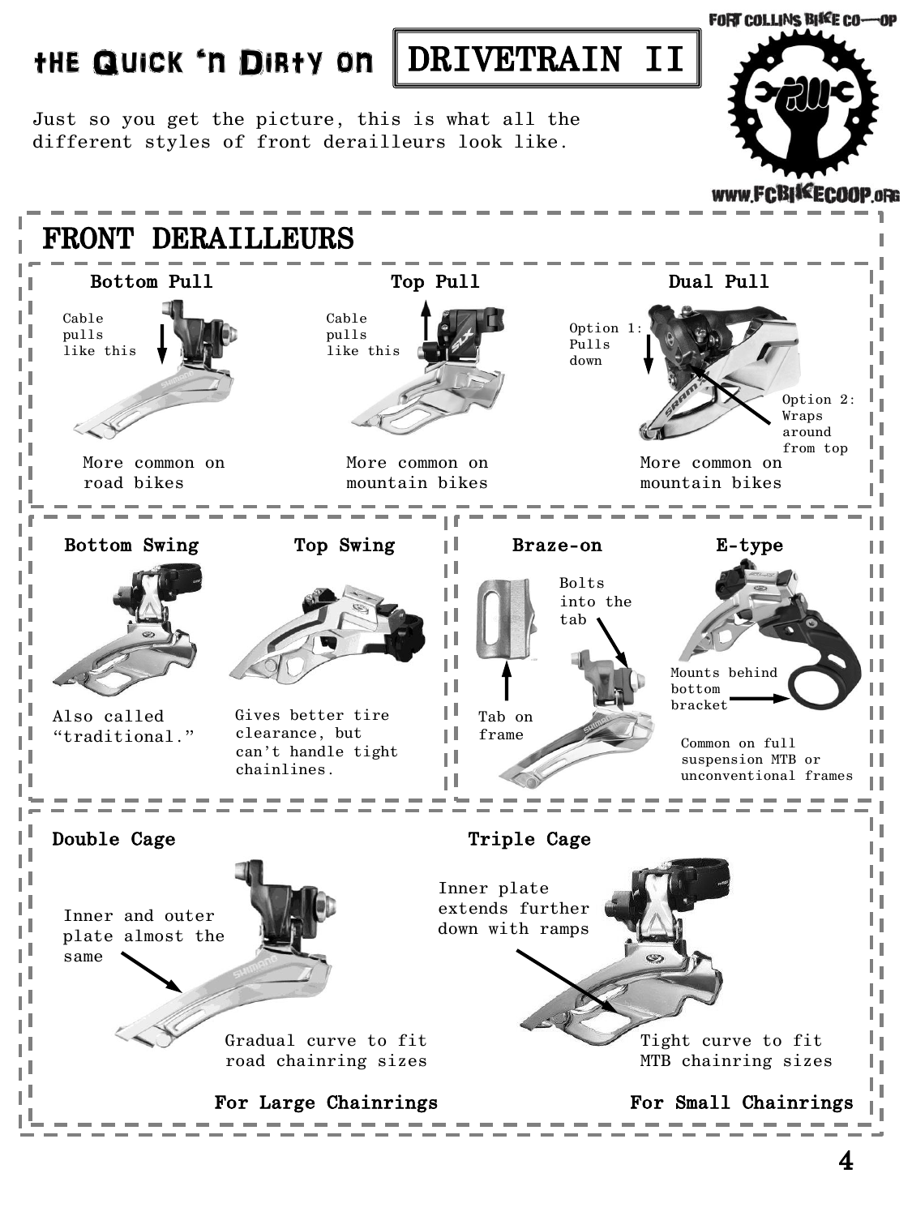# the Quick 'n Dirty on DRIVETRAIN II

Just so you get the picture, this is what all the different styles of front derailleurs look like.

## FRONT DERAILLEURS

### Bottom Pull

Cable pulls like this

More common on road bikes

### Top Pull

Cable pulls like this

More common on mountain bikes

### Dual Pull

Option 1: Pulls down

Option 2: Wraps around from top

More common on mountain bikes

### Bottom Swing

Also called "traditional."

### Top Swing

Gives better tire clearance, but can't handle tight chainlines.

### Braze-on

Bolts into the tab

Tab on frame

### E-type

Mounts behind bottom bracket

Common on full suspension MTB or unconventional frames

### Double Cage

Inner and outer plate almost the same

Gradual curve to fit road chainring sizes

**For Large Chainrings**

### Triple Cage

Inner plate extends further down with ramps

Tight curve to fit MTB chainring sizes

**For Small Chainrings**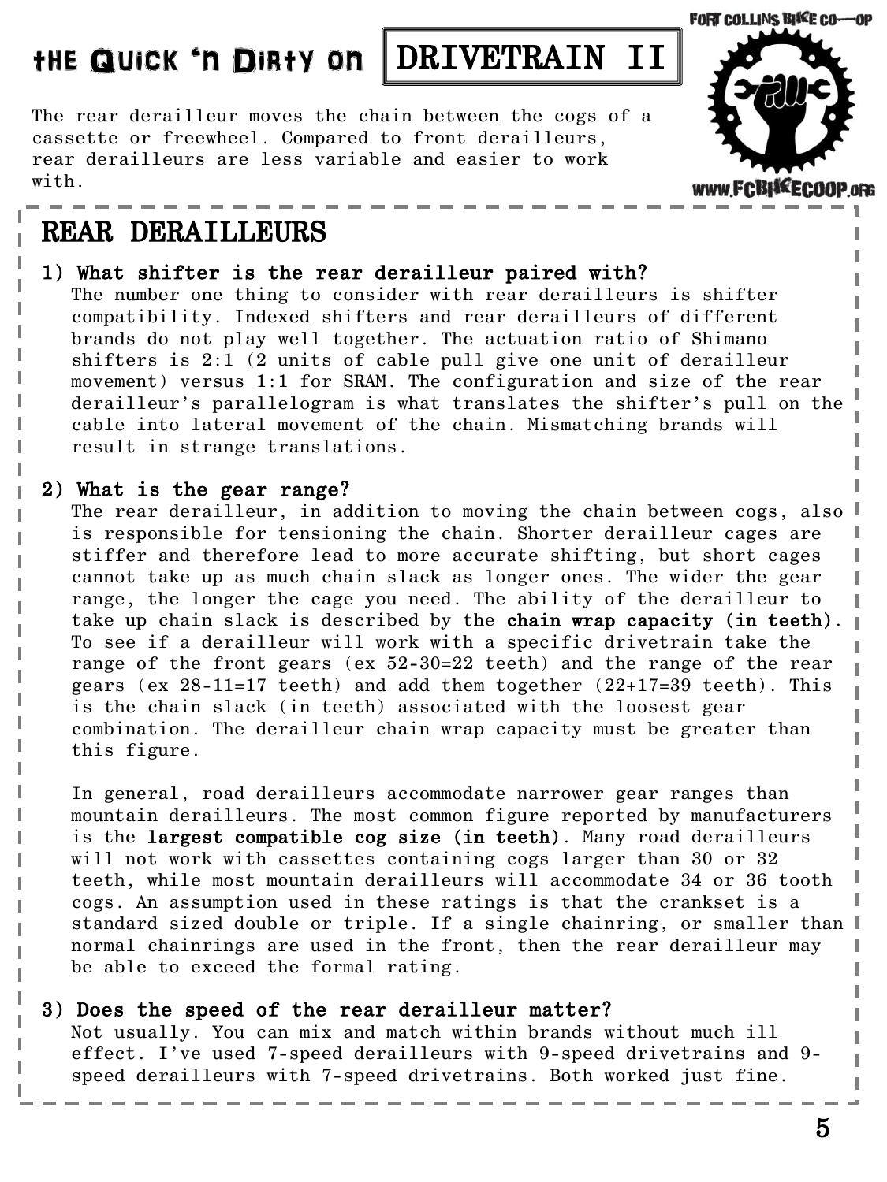# the Quick 'n Dirty on DRIVETRAIN II

FORT COLLINS BIKE CO-OP

www.FCBIKECOOP.ORG

The rear derailleur moves the chain between the cogs of a cassette or freewheel. Compared to front derailleurs, rear derailleurs are less variable and easier to work with.

## REAR DERAILLEURS

### 1) What shifter is the rear derailleur paired with?

The number one thing to consider with rear derailleurs is shifter compatibility. Indexed shifters and rear derailleurs of different brands do not play well together. The actuation ratio of Shimano shifters is 2:1 (2 units of cable pull give one unit of derailleur movement) versus 1:1 for SRAM. The configuration and size of the rear derailleur's parallelogram is what translates the shifter's pull on the cable into lateral movement of the chain. Mismatching brands will result in strange translations.

### 2) What is the gear range?

The rear derailleur, in addition to moving the chain between cogs, also is responsible for tensioning the chain. Shorter derailleur cages are stiffer and therefore lead to more accurate shifting, but short cages cannot take up as much chain slack as longer ones. The wider the gear range, the longer the cage you need. The ability of the derailleur to take up chain slack is described by the **chain wrap capacity (in teeth)**. To see if a derailleur will work with a specific drivetrain take the range of the front gears (ex 52-30=22 teeth) and the range of the rear gears (ex 28-11=17 teeth) and add them together (22+17=39 teeth). This is the chain slack (in teeth) associated with the loosest gear combination. The derailleur chain wrap capacity must be greater than this figure.

In general, road derailleurs accommodate narrower gear ranges than mountain derailleurs. The most common figure reported by manufacturers is the **largest compatible cog size (in teeth)**. Many road derailleurs will not work with cassettes containing cogs larger than 30 or 32 teeth, while most mountain derailleurs will accommodate 34 or 36 tooth cogs. An assumption used in these ratings is that the crankset is a standard sized double or triple. If a single chainring, or smaller than normal chainrings are used in the front, then the rear derailleur may be able to exceed the formal rating.

### 3) Does the speed of the rear derailleur matter?

Not usually. You can mix and match within brands without much ill effect. I've used 7-speed derailleurs with 9-speed drivetrains and 9-speed derailleurs with 7-speed drivetrains. Both worked just fine.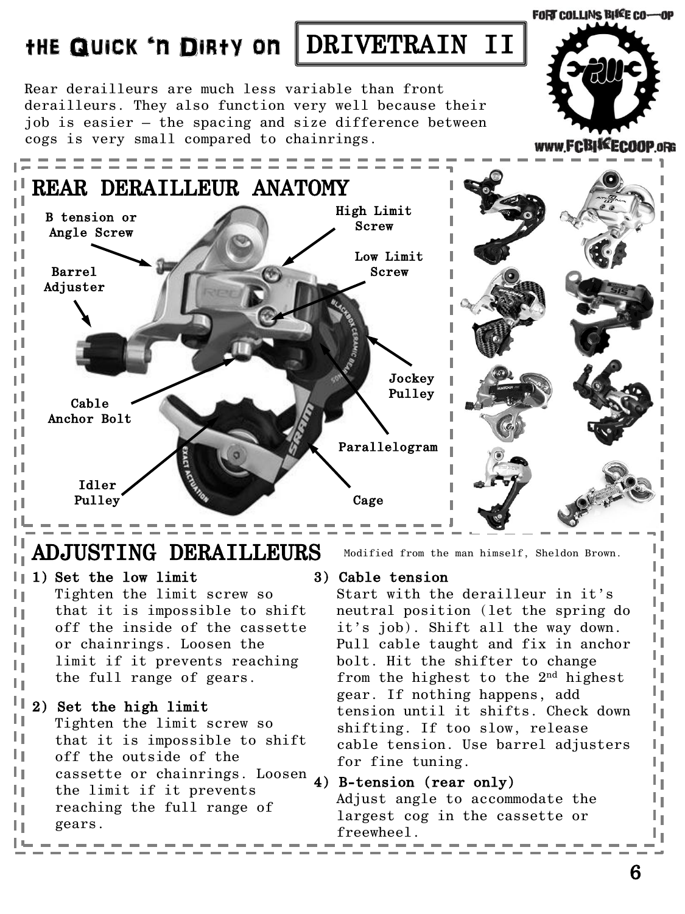# the Quick 'n Dirty on DRIVETRAIN II

FORT COLLINS BIKE CO-OP

www.FCBIKECOOP.ORG

Rear derailleurs are much less variable than front derailleurs. They also function very well because their job is easier – the spacing and size difference between cogs is very small compared to chainrings.

## REAR DERAILLEUR ANATOMY

B tension or Angle Screw

Barrel Adjuster

High Limit Screw

Low Limit Screw

Jockey Pulley

Cable Anchor Bolt

Parallelogram

Idler Pulley

Cage

## ADJUSTING DERAILLEURS

Modified from the man himself, Sheldon Brown.

**1) Set the low limit**
Tighten the limit screw so that it is impossible to shift off the inside of the cassette or chainrings. Loosen the limit if it prevents reaching the full range of gears.

**2) Set the high limit**
Tighten the limit screw so that it is impossible to shift off the outside of the cassette or chainrings. Loosen the limit if it prevents reaching the full range of gears.

**3) Cable tension**
Start with the derailleur in it's neutral position (let the spring do it's job). Shift all the way down. Pull cable taught and fix in anchor bolt. Hit the shifter to change from the highest to the 2nd highest gear. If nothing happens, add tension until it shifts. Check down shifting. If too slow, release cable tension. Use barrel adjusters for fine tuning.

**4) B-tension (rear only)**
Adjust angle to accommodate the largest cog in the cassette or freewheel.